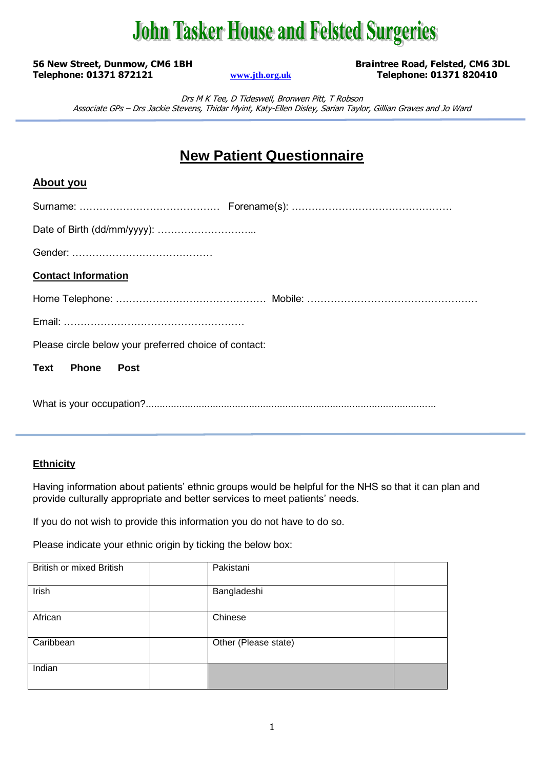# John Tasker House and Felsted Surgeries

**56 New Street, Dunmow, CM6 1BH**
**Telephone: 01371 872121**

**www.jth.org.uk**

**Braintree Road, Felsted, CM6 3DL**
**Telephone: 01371 820410**

*Drs M K Tee, D Tideswell, Bronwen Pitt, T Robson*
*Associate GPs – Drs Jackie Stevens, Thidar Myint, Katy-Ellen Disley, Sarian Taylor, Gillian Graves and Jo Ward*

---

## New Patient Questionnaire

### About you

Surname: …………………………………… Forename(s): …………………………………………

Date of Birth (dd/mm/yyyy): ………………………...

Gender: ……………………………………

### Contact Information

Home Telephone: ……………………………………… Mobile: ……………………………………………

Email: ………………………………………………

Please circle below your preferred choice of contact:

**Text** **Phone** **Post**

What is your occupation?.......................................................................................................

---

### Ethnicity

Having information about patients' ethnic groups would be helpful for the NHS so that it can plan and provide culturally appropriate and better services to meet patients' needs.

If you do not wish to provide this information you do not have to do so.

Please indicate your ethnic origin by ticking the below box:

| | | | |
|---|---|---|---|
| British or mixed British | | Pakistani | |
| Irish | | Bangladeshi | |
| African | | Chinese | |
| Caribbean | | Other (Please state) | |
| Indian | | | |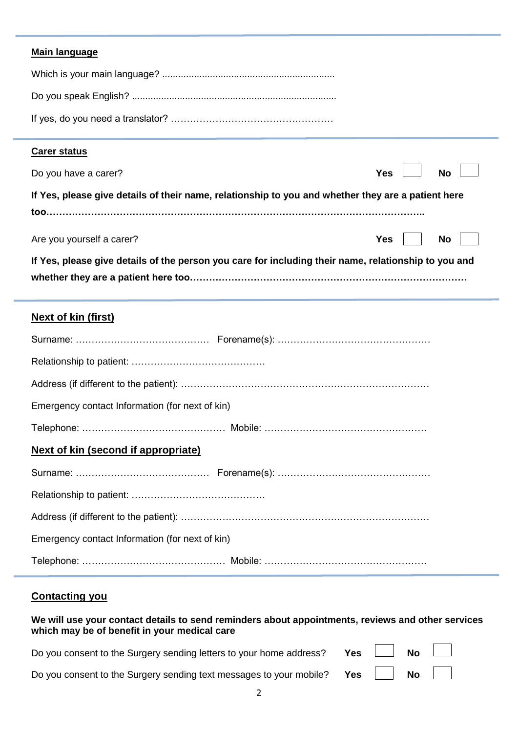**Main language**

Which is your main language? ................................................................

Do you speak English? ............................................................................

If yes, do you need a translator? ……………………………………………

---

**Carer status**

Do you have a carer? Yes ☐ No ☐

**If Yes, please give details of their name, relationship to you and whether they are a patient here too……………………………………………………………………………………………………..**

Are you yourself a carer? Yes ☐ No ☐

**If Yes, please give details of the person you care for including their name, relationship to you and whether they are a patient here too……………………………………………………………………………**

---

**Next of kin (first)**

Surname: …………………………………… Forename(s): …………………………………………

Relationship to patient: ……………………………………

Address (if different to the patient): ……………………………………………………………………

Emergency contact Information (for next of kin)

Telephone: ……………………………………… Mobile: ……………………………………………

**Next of kin (second if appropriate)**

Surname: …………………………………… Forename(s): …………………………………………

Relationship to patient: ……………………………………

Address (if different to the patient): ……………………………………………………………………

Emergency contact Information (for next of kin)

Telephone: ……………………………………… Mobile: ……………………………………………

---

**Contacting you**

**We will use your contact details to send reminders about appointments, reviews and other services which may be of benefit in your medical care**

Do you consent to the Surgery sending letters to your home address? Yes ☐ No ☐

Do you consent to the Surgery sending text messages to your mobile? Yes ☐ No ☐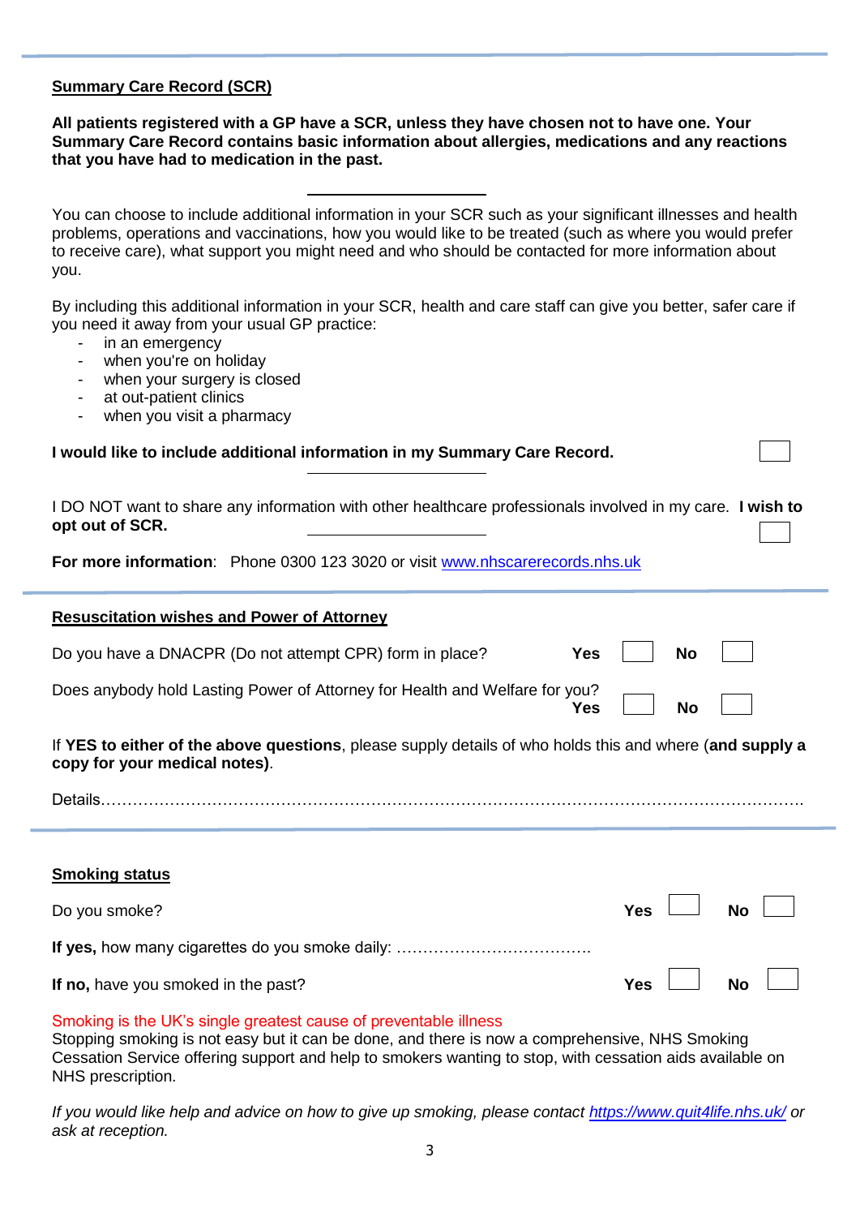## Summary Care Record (SCR)

**All patients registered with a GP have a SCR, unless they have chosen not to have one. Your Summary Care Record contains basic information about allergies, medications and any reactions that you have had to medication in the past.**

You can choose to include additional information in your SCR such as your significant illnesses and health problems, operations and vaccinations, how you would like to be treated (such as where you would prefer to receive care), what support you might need and who should be contacted for more information about you.

By including this additional information in your SCR, health and care staff can give you better, safer care if you need it away from your usual GP practice:

- in an emergency
- when you're on holiday
- when your surgery is closed
- at out-patient clinics
- when you visit a pharmacy

**I would like to include additional information in my Summary Care Record.** ☐

I DO NOT want to share any information with other healthcare professionals involved in my care. **I wish to opt out of SCR.** ☐

**For more information**: Phone 0300 123 3020 or visit www.nhscarerecords.nhs.uk

## Resuscitation wishes and Power of Attorney

Do you have a DNACPR (Do not attempt CPR) form in place? **Yes** ☐ **No** ☐

Does anybody hold Lasting Power of Attorney for Health and Welfare for you? **Yes** ☐ **No** ☐

If **YES to either of the above questions**, please supply details of who holds this and where (**and supply a copy for your medical notes**).

Details……………………………………………………………………………………………………………………

## Smoking status

Do you smoke? **Yes** ☐ **No** ☐

**If yes,** how many cigarettes do you smoke daily: ……………………………….

**If no,** have you smoked in the past? **Yes** ☐ **No** ☐

Smoking is the UK's single greatest cause of preventable illness

Stopping smoking is not easy but it can be done, and there is now a comprehensive, NHS Smoking Cessation Service offering support and help to smokers wanting to stop, with cessation aids available on NHS prescription.

*If you would like help and advice on how to give up smoking, please contact https://www.quit4life.nhs.uk/ or ask at reception.*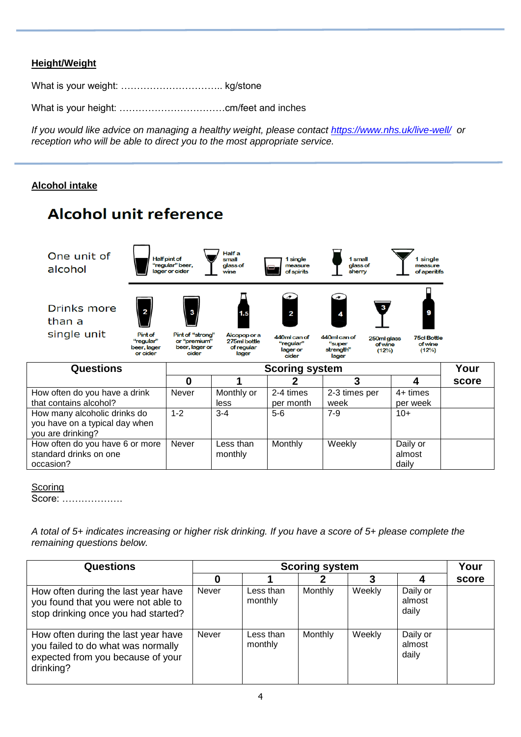**Height/Weight**

What is your weight: ………………………….. kg/stone

What is your height: ……………………………cm/feet and inches

*If you would like advice on managing a healthy weight, please contact [https://www.nhs.uk/live-well/](https://www.nhs.uk/live-well/) or reception who will be able to direct you to the most appropriate service.*

**Alcohol intake**

## Alcohol unit reference

One unit of alcohol: Half pint of "regular" beer, lager or cider; Half a small glass of wine; 1 single measure of spirits; 1 small glass of sherry; 1 single measure of aperitifs

Drinks more than a single unit: Pint of "regular" beer, lager or cider (2); Pint of "strong" or "premium" beer, lager or cider (3); Alcopop or a 275ml bottle of regular lager (1.5); 440ml can of "regular" lager or cider (2); 440ml can of "super strength" lager (4); 250ml glass of wine (12%) (3); 75cl Bottle of wine (12%) (9)

| Questions | Scoring system | | | | | Your score |
|---|---|---|---|---|---|---|
| | 0 | 1 | 2 | 3 | 4 | |
| How often do you have a drink that contains alcohol? | Never | Monthly or less | 2-4 times per month | 2-3 times per week | 4+ times per week | |
| How many alcoholic drinks do you have on a typical day when you are drinking? | 1-2 | 3-4 | 5-6 | 7-9 | 10+ | |
| How often do you have 6 or more standard drinks on one occasion? | Never | Less than monthly | Monthly | Weekly | Daily or almost daily | |

Scoring
Score: ……………….

*A total of 5+ indicates increasing or higher risk drinking. If you have a score of 5+ please complete the remaining questions below.*

| Questions | Scoring system | | | | | Your score |
|---|---|---|---|---|---|---|
| | 0 | 1 | 2 | 3 | 4 | |
| How often during the last year have you found that you were not able to stop drinking once you had started? | Never | Less than monthly | Monthly | Weekly | Daily or almost daily | |
| How often during the last year have you failed to do what was normally expected from you because of your drinking? | Never | Less than monthly | Monthly | Weekly | Daily or almost daily | |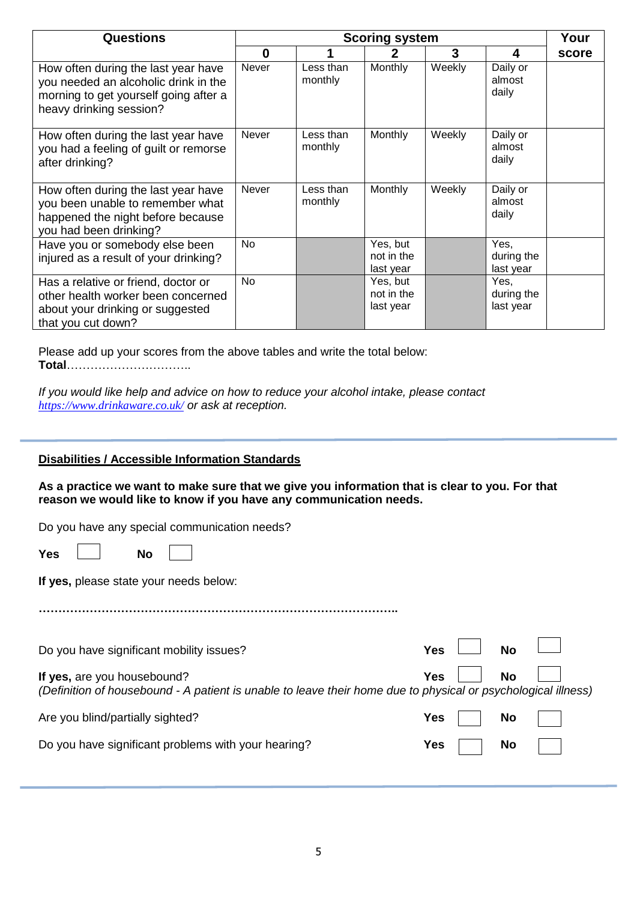| Questions | Scoring system | | | | | Your score |
|---|---|---|---|---|---|---|
| | **0** | **1** | **2** | **3** | **4** | |
| How often during the last year have you needed an alcoholic drink in the morning to get yourself going after a heavy drinking session? | Never | Less than monthly | Monthly | Weekly | Daily or almost daily | |
| How often during the last year have you had a feeling of guilt or remorse after drinking? | Never | Less than monthly | Monthly | Weekly | Daily or almost daily | |
| How often during the last year have you been unable to remember what happened the night before because you had been drinking? | Never | Less than monthly | Monthly | Weekly | Daily or almost daily | |
| Have you or somebody else been injured as a result of your drinking? | No | | Yes, but not in the last year | | Yes, during the last year | |
| Has a relative or friend, doctor or other health worker been concerned about your drinking or suggested that you cut down? | No | | Yes, but not in the last year | | Yes, during the last year | |

Please add up your scores from the above tables and write the total below:
**Total**…………………………..

*If you would like help and advice on how to reduce your alcohol intake, please contact https://www.drinkaware.co.uk/ or ask at reception.*

---

## Disabilities / Accessible Information Standards

**As a practice we want to make sure that we give you information that is clear to you. For that reason we would like to know if you have any communication needs.**

Do you have any special communication needs?

**Yes** ☐ **No** ☐

**If yes,** please state your needs below:

**………………………………………………………………………………..**

Do you have significant mobility issues? **Yes** ☐ **No** ☐

**If yes,** are you housebound? **Yes** ☐ **No** ☐
*(Definition of housebound - A patient is unable to leave their home due to physical or psychological illness)*

Are you blind/partially sighted? **Yes** ☐ **No** ☐

Do you have significant problems with your hearing? **Yes** ☐ **No** ☐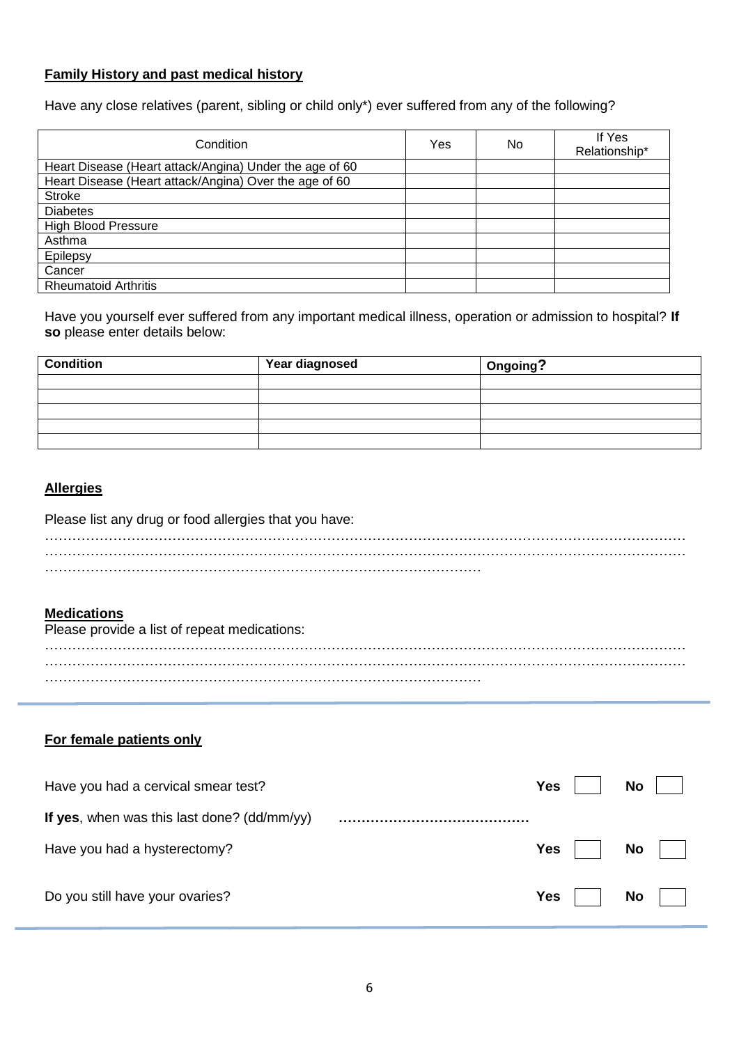**Family History and past medical history**

Have any close relatives (parent, sibling or child only*) ever suffered from any of the following?

| Condition | Yes | No | If Yes Relationship* |
|---|---|---|---|
| Heart Disease (Heart attack/Angina) Under the age of 60 | | | |
| Heart Disease (Heart attack/Angina) Over the age of 60 | | | |
| Stroke | | | |
| Diabetes | | | |
| High Blood Pressure | | | |
| Asthma | | | |
| Epilepsy | | | |
| Cancer | | | |
| Rheumatoid Arthritis | | | |

Have you yourself ever suffered from any important medical illness, operation or admission to hospital? **If so** please enter details below:

| **Condition** | **Year diagnosed** | **Ongoing?** |
|---|---|---|
| | | |
| | | |
| | | |
| | | |
| | | |

**Allergies**

Please list any drug or food allergies that you have:

……………………………………………………………………………………………………………………………
……………………………………………………………………………………………………………………………
…………………………………………………………………………………………

**Medications**

Please provide a list of repeat medications:

……………………………………………………………………………………………………………………………
……………………………………………………………………………………………………………………………
…………………………………………………………………………………………

**For female patients only**

Have you had a cervical smear test? **Yes** ☐ **No** ☐

**If yes**, when was this last done? (dd/mm/yy) **……………………………………**

Have you had a hysterectomy? **Yes** ☐ **No** ☐

Do you still have your ovaries? **Yes** ☐ **No** ☐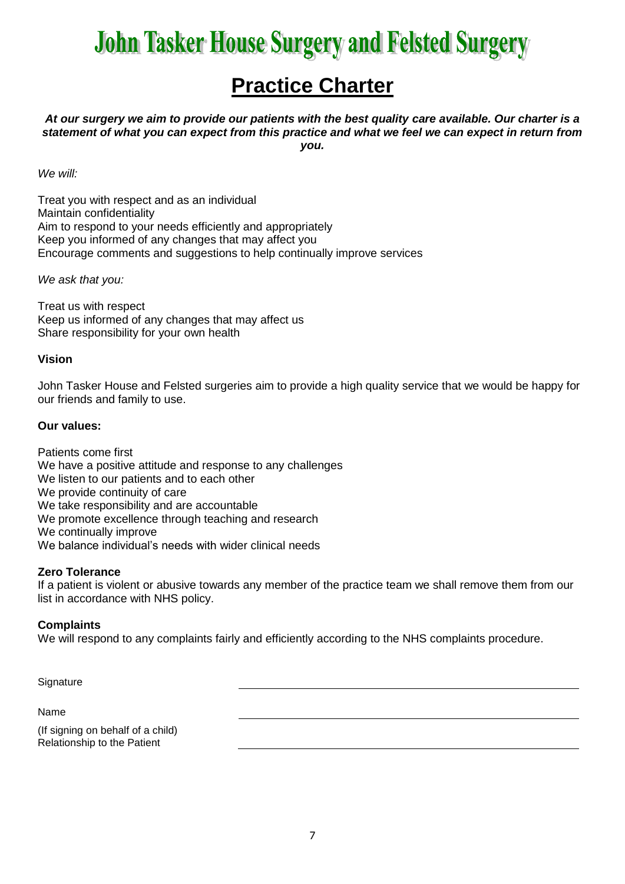# John Tasker House Surgery and Felsted Surgery

## Practice Charter

***At our surgery we aim to provide our patients with the best quality care available. Our charter is a statement of what you can expect from this practice and what we feel we can expect in return from you.***

*We will:*

Treat you with respect and as an individual
Maintain confidentiality
Aim to respond to your needs efficiently and appropriately
Keep you informed of any changes that may affect you
Encourage comments and suggestions to help continually improve services

*We ask that you:*

Treat us with respect
Keep us informed of any changes that may affect us
Share responsibility for your own health

**Vision**

John Tasker House and Felsted surgeries aim to provide a high quality service that we would be happy for our friends and family to use.

**Our values:**

Patients come first
We have a positive attitude and response to any challenges
We listen to our patients and to each other
We provide continuity of care
We take responsibility and are accountable
We promote excellence through teaching and research
We continually improve
We balance individual's needs with wider clinical needs

**Zero Tolerance**

If a patient is violent or abusive towards any member of the practice team we shall remove them from our list in accordance with NHS policy.

**Complaints**

We will respond to any complaints fairly and efficiently according to the NHS complaints procedure.

Signature ______________________________

Name ______________________________

(If signing on behalf of a child)
Relationship to the Patient ______________________________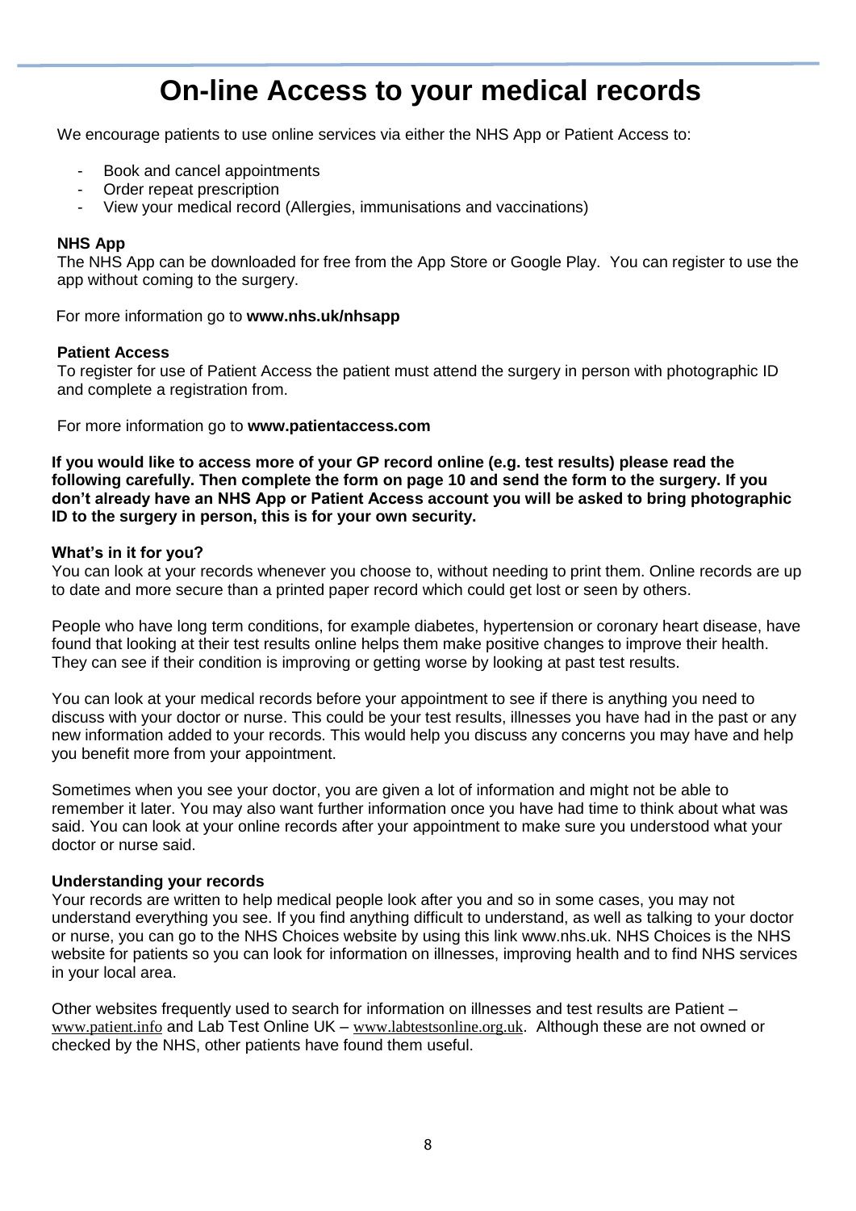# On-line Access to your medical records

We encourage patients to use online services via either the NHS App or Patient Access to:

- Book and cancel appointments
- Order repeat prescription
- View your medical record (Allergies, immunisations and vaccinations)

**NHS App**

The NHS App can be downloaded for free from the App Store or Google Play. You can register to use the app without coming to the surgery.

For more information go to **www.nhs.uk/nhsapp**

**Patient Access**

To register for use of Patient Access the patient must attend the surgery in person with photographic ID and complete a registration from.

For more information go to **www.patientaccess.com**

**If you would like to access more of your GP record online (e.g. test results) please read the following carefully. Then complete the form on page 10 and send the form to the surgery. If you don't already have an NHS App or Patient Access account you will be asked to bring photographic ID to the surgery in person, this is for your own security.**

**What's in it for you?**

You can look at your records whenever you choose to, without needing to print them. Online records are up to date and more secure than a printed paper record which could get lost or seen by others.

People who have long term conditions, for example diabetes, hypertension or coronary heart disease, have found that looking at their test results online helps them make positive changes to improve their health. They can see if their condition is improving or getting worse by looking at past test results.

You can look at your medical records before your appointment to see if there is anything you need to discuss with your doctor or nurse. This could be your test results, illnesses you have had in the past or any new information added to your records. This would help you discuss any concerns you may have and help you benefit more from your appointment.

Sometimes when you see your doctor, you are given a lot of information and might not be able to remember it later. You may also want further information once you have had time to think about what was said. You can look at your online records after your appointment to make sure you understood what your doctor or nurse said.

**Understanding your records**

Your records are written to help medical people look after you and so in some cases, you may not understand everything you see. If you find anything difficult to understand, as well as talking to your doctor or nurse, you can go to the NHS Choices website by using this link www.nhs.uk. NHS Choices is the NHS website for patients so you can look for information on illnesses, improving health and to find NHS services in your local area.

Other websites frequently used to search for information on illnesses and test results are Patient – www.patient.info and Lab Test Online UK – www.labtestsonline.org.uk. Although these are not owned or checked by the NHS, other patients have found them useful.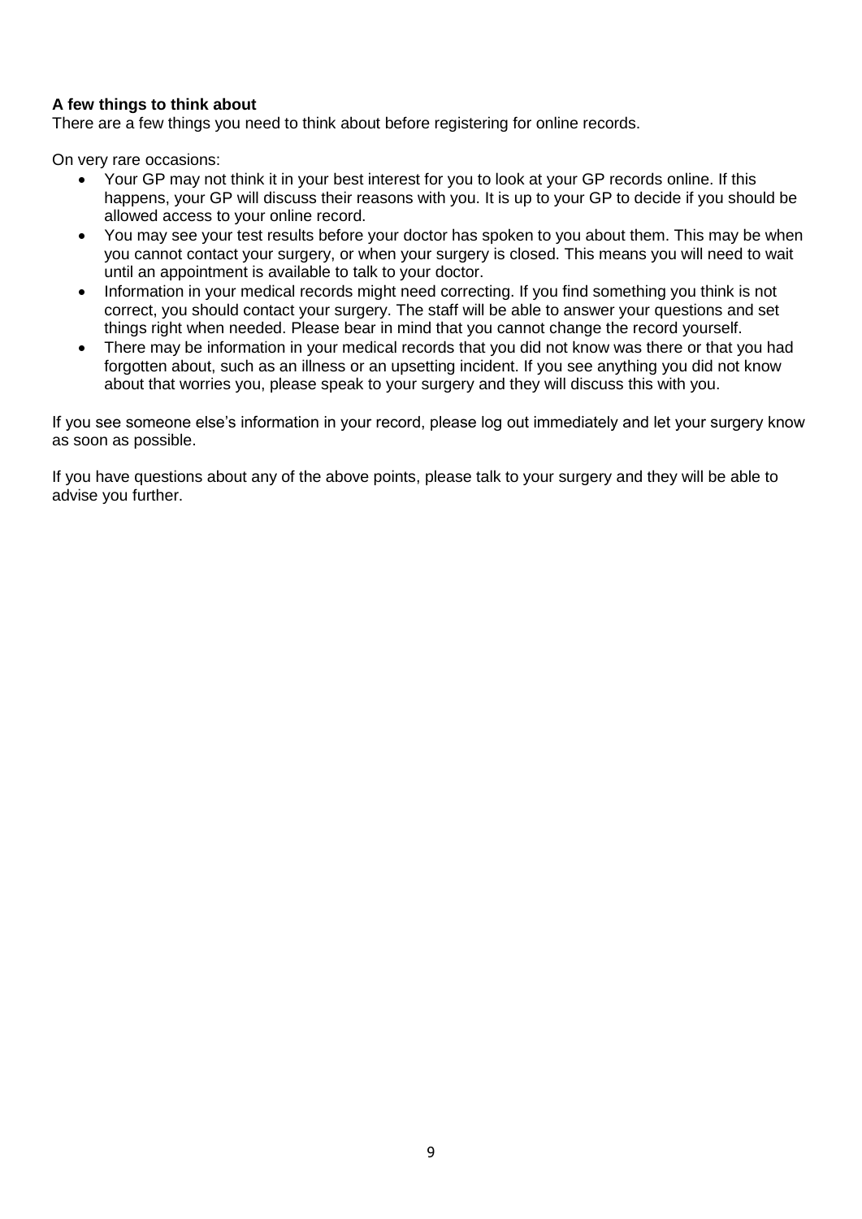**A few things to think about**

There are a few things you need to think about before registering for online records.

On very rare occasions:

- Your GP may not think it in your best interest for you to look at your GP records online. If this happens, your GP will discuss their reasons with you. It is up to your GP to decide if you should be allowed access to your online record.
- You may see your test results before your doctor has spoken to you about them. This may be when you cannot contact your surgery, or when your surgery is closed. This means you will need to wait until an appointment is available to talk to your doctor.
- Information in your medical records might need correcting. If you find something you think is not correct, you should contact your surgery. The staff will be able to answer your questions and set things right when needed. Please bear in mind that you cannot change the record yourself.
- There may be information in your medical records that you did not know was there or that you had forgotten about, such as an illness or an upsetting incident. If you see anything you did not know about that worries you, please speak to your surgery and they will discuss this with you.

If you see someone else's information in your record, please log out immediately and let your surgery know as soon as possible.

If you have questions about any of the above points, please talk to your surgery and they will be able to advise you further.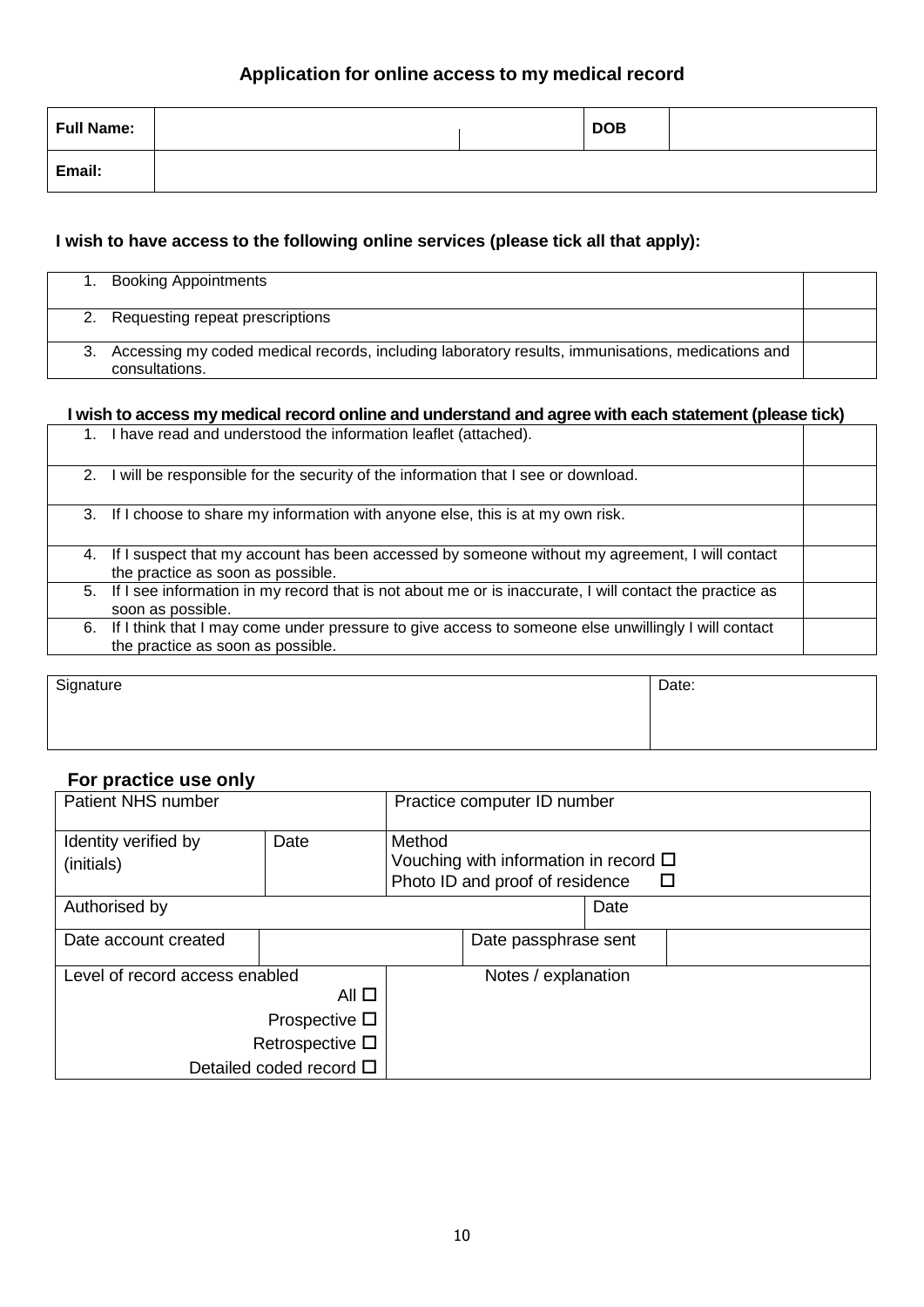## Application for online access to my medical record

| Full Name: | | DOB | |
|---|---|---|---|
| Email: | | | |

**I wish to have access to the following online services (please tick all that apply):**

| | |
|---|---|
| 1. Booking Appointments | |
| 2. Requesting repeat prescriptions | |
| 3. Accessing my coded medical records, including laboratory results, immunisations, medications and consultations. | |

**I wish to access my medical record online and understand and agree with each statement (please tick)**

| | |
|---|---|
| 1. I have read and understood the information leaflet (attached). | |
| 2. I will be responsible for the security of the information that I see or download. | |
| 3. If I choose to share my information with anyone else, this is at my own risk. | |
| 4. If I suspect that my account has been accessed by someone without my agreement, I will contact the practice as soon as possible. | |
| 5. If I see information in my record that is not about me or is inaccurate, I will contact the practice as soon as possible. | |
| 6. If I think that I may come under pressure to give access to someone else unwillingly I will contact the practice as soon as possible. | |

| Signature | Date: |
|---|---|
| | |

**For practice use only**

| Patient NHS number | | Practice computer ID number | | | |
|---|---|---|---|---|---|
| Identity verified by (initials) | Date | Method<br>Vouching with information in record ☐<br>Photo ID and proof of residence ☐ | | | |
| Authorised by | | | | Date | |
| Date account created | | | Date passphrase sent | | |
| Level of record access enabled<br>All ☐<br>Prospective ☐<br>Retrospective ☐<br>Detailed coded record ☐ | | Notes / explanation | | | |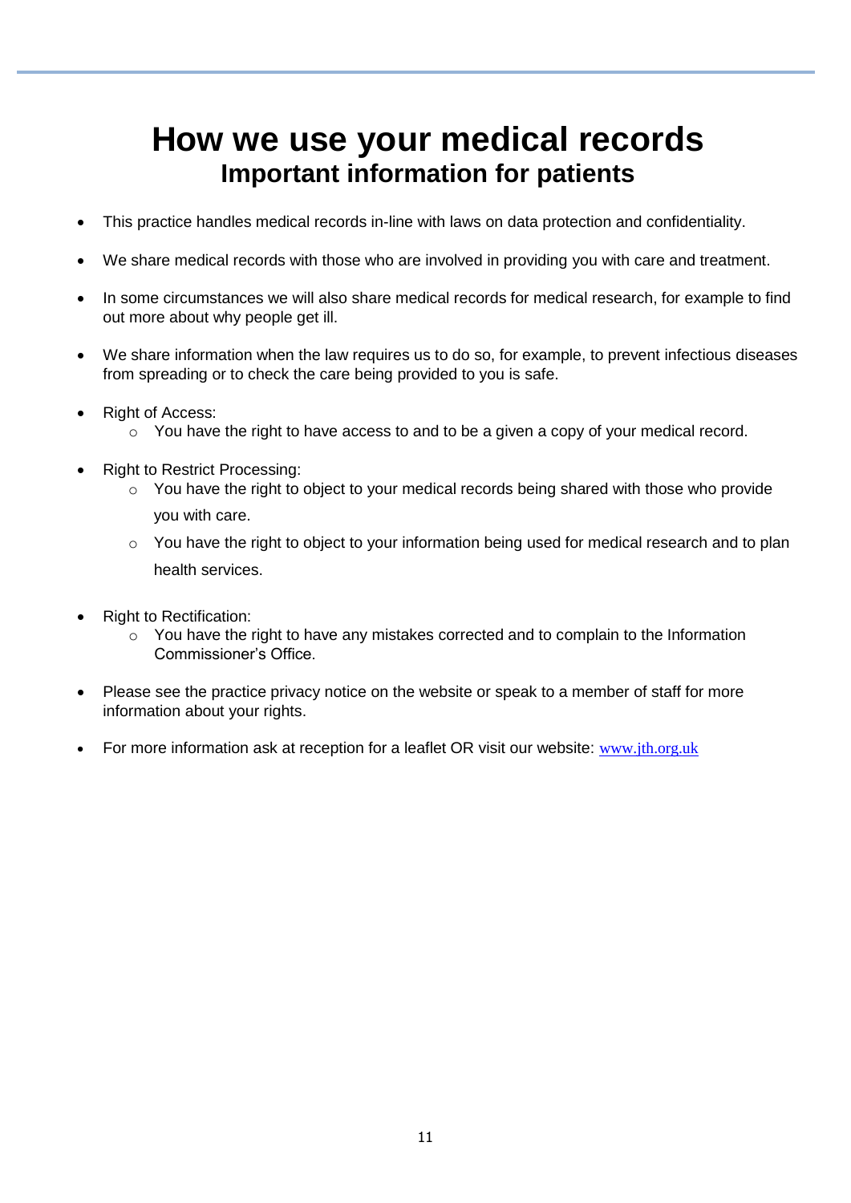# How we use your medical records

## Important information for patients

- This practice handles medical records in-line with laws on data protection and confidentiality.
- We share medical records with those who are involved in providing you with care and treatment.
- In some circumstances we will also share medical records for medical research, for example to find out more about why people get ill.
- We share information when the law requires us to do so, for example, to prevent infectious diseases from spreading or to check the care being provided to you is safe.
- Right of Access:
  - You have the right to have access to and to be a given a copy of your medical record.
- Right to Restrict Processing:
  - You have the right to object to your medical records being shared with those who provide you with care.
  - You have the right to object to your information being used for medical research and to plan health services.
- Right to Rectification:
  - You have the right to have any mistakes corrected and to complain to the Information Commissioner's Office.
- Please see the practice privacy notice on the website or speak to a member of staff for more information about your rights.
- For more information ask at reception for a leaflet OR visit our website: www.jth.org.uk